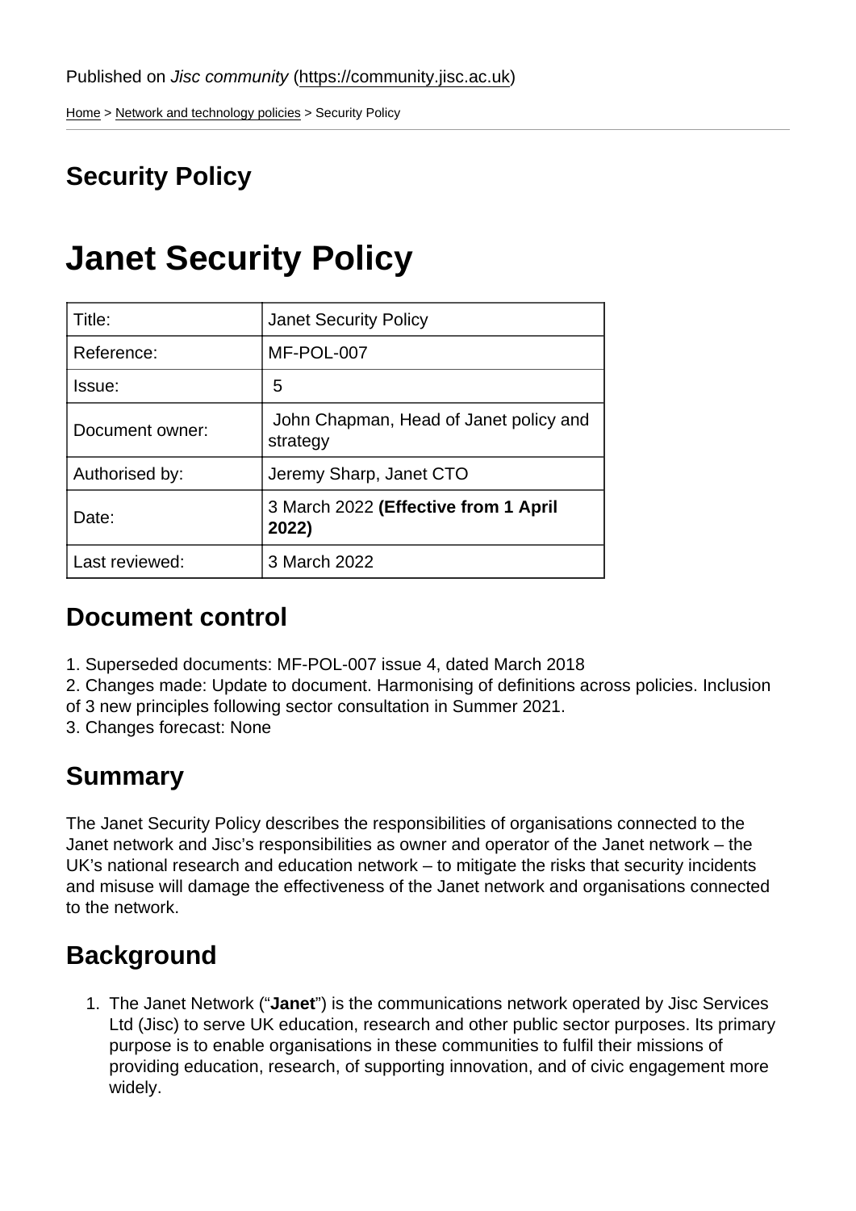Published on *Jisc community* (https://community.jisc.ac.uk)

Home > Network and technology policies > Security Policy

## Security Policy

# Janet Security Policy

| Title: | Janet Security Policy |
| --- | --- |
| Reference: | MF-POL-007 |
| Issue: | 5 |
| Document owner: | John Chapman, Head of Janet policy and strategy |
| Authorised by: | Jeremy Sharp, Janet CTO |
| Date: | 3 March 2022 **(Effective from 1 April 2022)** |
| Last reviewed: | 3 March 2022 |

## Document control

1. Superseded documents: MF-POL-007 issue 4, dated March 2018
2. Changes made: Update to document. Harmonising of definitions across policies. Inclusion of 3 new principles following sector consultation in Summer 2021.
3. Changes forecast: None

## Summary

The Janet Security Policy describes the responsibilities of organisations connected to the Janet network and Jisc's responsibilities as owner and operator of the Janet network – the UK's national research and education network – to mitigate the risks that security incidents and misuse will damage the effectiveness of the Janet network and organisations connected to the network.

## Background

1. The Janet Network ("**Janet**") is the communications network operated by Jisc Services Ltd (Jisc) to serve UK education, research and other public sector purposes. Its primary purpose is to enable organisations in these communities to fulfil their missions of providing education, research, of supporting innovation, and of civic engagement more widely.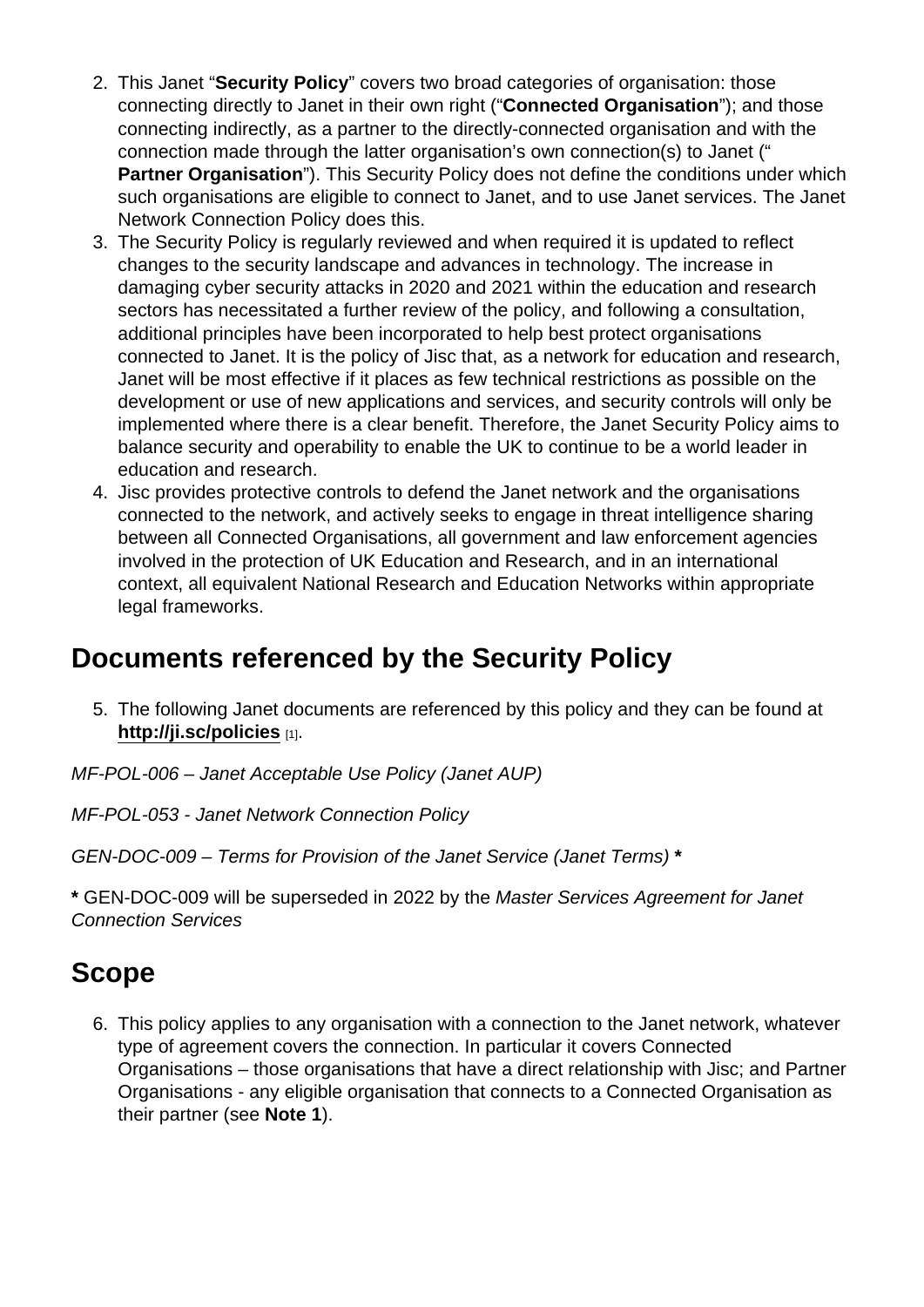2. This Janet "**Security Policy**" covers two broad categories of organisation: those connecting directly to Janet in their own right ("**Connected Organisation**"); and those connecting indirectly, as a partner to the directly-connected organisation and with the connection made through the latter organisation's own connection(s) to Janet ("**Partner Organisation**"). This Security Policy does not define the conditions under which such organisations are eligible to connect to Janet, and to use Janet services. The Janet Network Connection Policy does this.
3. The Security Policy is regularly reviewed and when required it is updated to reflect changes to the security landscape and advances in technology. The increase in damaging cyber security attacks in 2020 and 2021 within the education and research sectors has necessitated a further review of the policy, and following a consultation, additional principles have been incorporated to help best protect organisations connected to Janet. It is the policy of Jisc that, as a network for education and research, Janet will be most effective if it places as few technical restrictions as possible on the development or use of new applications and services, and security controls will only be implemented where there is a clear benefit. Therefore, the Janet Security Policy aims to balance security and operability to enable the UK to continue to be a world leader in education and research.
4. Jisc provides protective controls to defend the Janet network and the organisations connected to the network, and actively seeks to engage in threat intelligence sharing between all Connected Organisations, all government and law enforcement agencies involved in the protection of UK Education and Research, and in an international context, all equivalent National Research and Education Networks within appropriate legal frameworks.

## Documents referenced by the Security Policy

5. The following Janet documents are referenced by this policy and they can be found at **http://ji.sc/policies** [1].

*MF-POL-006 – Janet Acceptable Use Policy (Janet AUP)*

*MF-POL-053 - Janet Network Connection Policy*

*GEN-DOC-009 – Terms for Provision of the Janet Service (Janet Terms)* **\***

**\*** GEN-DOC-009 will be superseded in 2022 by the *Master Services Agreement for Janet Connection Services*

## Scope

6. This policy applies to any organisation with a connection to the Janet network, whatever type of agreement covers the connection. In particular it covers Connected Organisations – those organisations that have a direct relationship with Jisc; and Partner Organisations - any eligible organisation that connects to a Connected Organisation as their partner (see **Note 1**).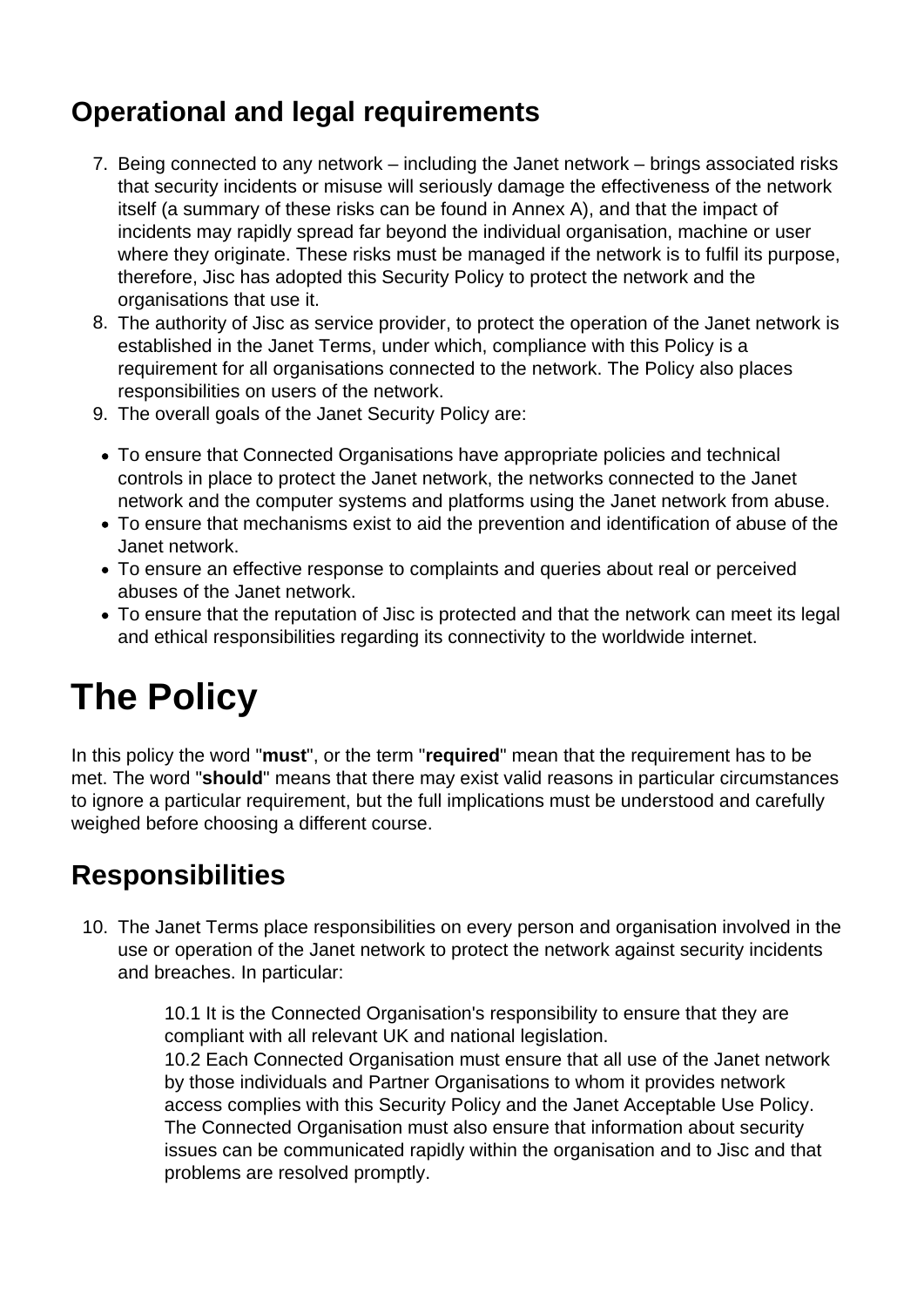## Operational and legal requirements

7. Being connected to any network – including the Janet network – brings associated risks that security incidents or misuse will seriously damage the effectiveness of the network itself (a summary of these risks can be found in Annex A), and that the impact of incidents may rapidly spread far beyond the individual organisation, machine or user where they originate. These risks must be managed if the network is to fulfil its purpose, therefore, Jisc has adopted this Security Policy to protect the network and the organisations that use it.
8. The authority of Jisc as service provider, to protect the operation of the Janet network is established in the Janet Terms, under which, compliance with this Policy is a requirement for all organisations connected to the network. The Policy also places responsibilities on users of the network.
9. The overall goals of the Janet Security Policy are:

- To ensure that Connected Organisations have appropriate policies and technical controls in place to protect the Janet network, the networks connected to the Janet network and the computer systems and platforms using the Janet network from abuse.
- To ensure that mechanisms exist to aid the prevention and identification of abuse of the Janet network.
- To ensure an effective response to complaints and queries about real or perceived abuses of the Janet network.
- To ensure that the reputation of Jisc is protected and that the network can meet its legal and ethical responsibilities regarding its connectivity to the worldwide internet.

# The Policy

In this policy the word "**must**", or the term "**required**" mean that the requirement has to be met. The word "**should**" means that there may exist valid reasons in particular circumstances to ignore a particular requirement, but the full implications must be understood and carefully weighed before choosing a different course.

## Responsibilities

10. The Janet Terms place responsibilities on every person and organisation involved in the use or operation of the Janet network to protect the network against security incidents and breaches. In particular:

    10.1 It is the Connected Organisation's responsibility to ensure that they are compliant with all relevant UK and national legislation.
    10.2 Each Connected Organisation must ensure that all use of the Janet network by those individuals and Partner Organisations to whom it provides network access complies with this Security Policy and the Janet Acceptable Use Policy. The Connected Organisation must also ensure that information about security issues can be communicated rapidly within the organisation and to Jisc and that problems are resolved promptly.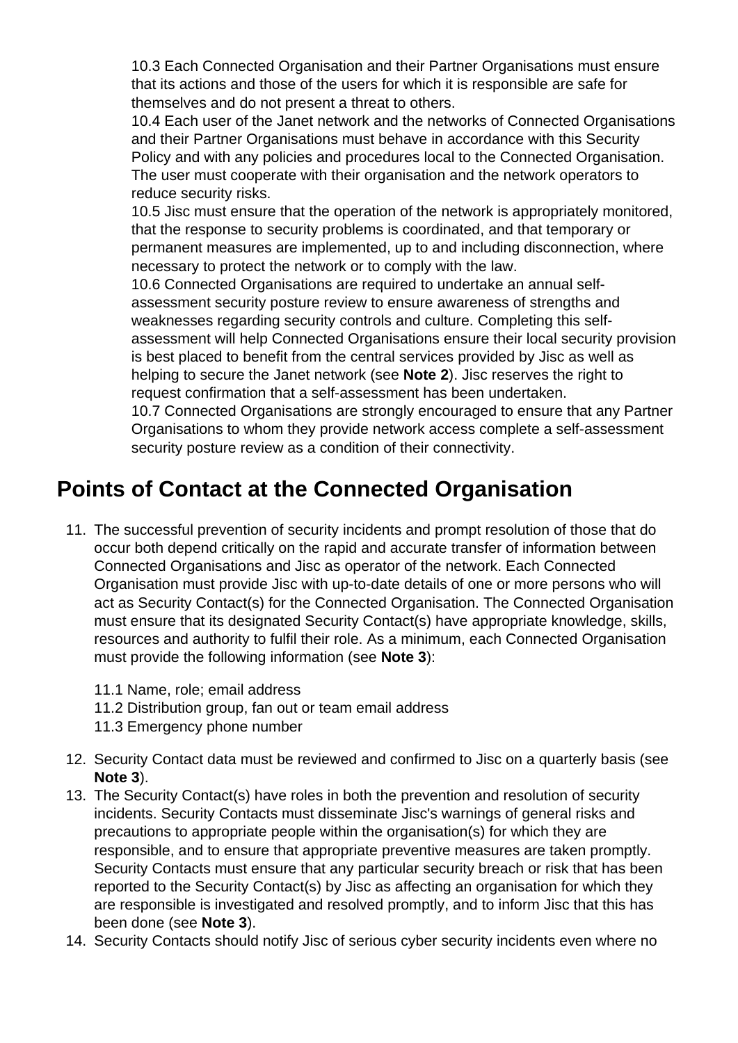10.3 Each Connected Organisation and their Partner Organisations must ensure that its actions and those of the users for which it is responsible are safe for themselves and do not present a threat to others.
10.4 Each user of the Janet network and the networks of Connected Organisations and their Partner Organisations must behave in accordance with this Security Policy and with any policies and procedures local to the Connected Organisation. The user must cooperate with their organisation and the network operators to reduce security risks.
10.5 Jisc must ensure that the operation of the network is appropriately monitored, that the response to security problems is coordinated, and that temporary or permanent measures are implemented, up to and including disconnection, where necessary to protect the network or to comply with the law.
10.6 Connected Organisations are required to undertake an annual self-assessment security posture review to ensure awareness of strengths and weaknesses regarding security controls and culture. Completing this self-assessment will help Connected Organisations ensure their local security provision is best placed to benefit from the central services provided by Jisc as well as helping to secure the Janet network (see **Note 2**). Jisc reserves the right to request confirmation that a self-assessment has been undertaken.
10.7 Connected Organisations are strongly encouraged to ensure that any Partner Organisations to whom they provide network access complete a self-assessment security posture review as a condition of their connectivity.

## Points of Contact at the Connected Organisation

11. The successful prevention of security incidents and prompt resolution of those that do occur both depend critically on the rapid and accurate transfer of information between Connected Organisations and Jisc as operator of the network. Each Connected Organisation must provide Jisc with up-to-date details of one or more persons who will act as Security Contact(s) for the Connected Organisation. The Connected Organisation must ensure that its designated Security Contact(s) have appropriate knowledge, skills, resources and authority to fulfil their role. As a minimum, each Connected Organisation must provide the following information (see **Note 3**):

    11.1 Name, role; email address
    11.2 Distribution group, fan out or team email address
    11.3 Emergency phone number

12. Security Contact data must be reviewed and confirmed to Jisc on a quarterly basis (see **Note 3**).
13. The Security Contact(s) have roles in both the prevention and resolution of security incidents. Security Contacts must disseminate Jisc's warnings of general risks and precautions to appropriate people within the organisation(s) for which they are responsible, and to ensure that appropriate preventive measures are taken promptly. Security Contacts must ensure that any particular security breach or risk that has been reported to the Security Contact(s) by Jisc as affecting an organisation for which they are responsible is investigated and resolved promptly, and to inform Jisc that this has been done (see **Note 3**).
14. Security Contacts should notify Jisc of serious cyber security incidents even where no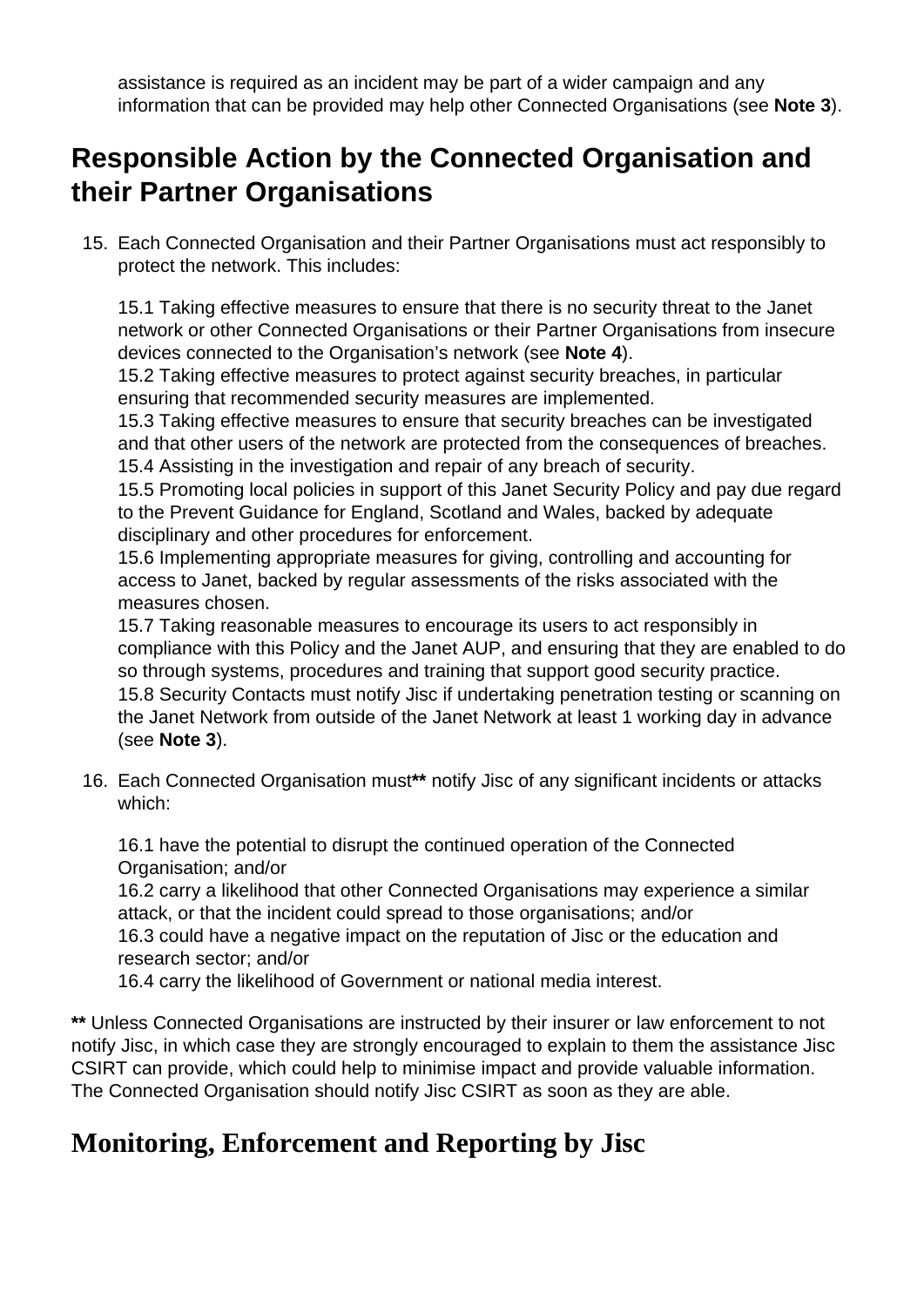assistance is required as an incident may be part of a wider campaign and any information that can be provided may help other Connected Organisations (see **Note 3**).

## Responsible Action by the Connected Organisation and their Partner Organisations

15. Each Connected Organisation and their Partner Organisations must act responsibly to protect the network. This includes:

    15.1 Taking effective measures to ensure that there is no security threat to the Janet network or other Connected Organisations or their Partner Organisations from insecure devices connected to the Organisation's network (see **Note 4**).
    15.2 Taking effective measures to protect against security breaches, in particular ensuring that recommended security measures are implemented.
    15.3 Taking effective measures to ensure that security breaches can be investigated and that other users of the network are protected from the consequences of breaches.
    15.4 Assisting in the investigation and repair of any breach of security.
    15.5 Promoting local policies in support of this Janet Security Policy and pay due regard to the Prevent Guidance for England, Scotland and Wales, backed by adequate disciplinary and other procedures for enforcement.
    15.6 Implementing appropriate measures for giving, controlling and accounting for access to Janet, backed by regular assessments of the risks associated with the measures chosen.
    15.7 Taking reasonable measures to encourage its users to act responsibly in compliance with this Policy and the Janet AUP, and ensuring that they are enabled to do so through systems, procedures and training that support good security practice.
    15.8 Security Contacts must notify Jisc if undertaking penetration testing or scanning on the Janet Network from outside of the Janet Network at least 1 working day in advance (see **Note 3**).

16. Each Connected Organisation must**\*\*** notify Jisc of any significant incidents or attacks which:

    16.1 have the potential to disrupt the continued operation of the Connected Organisation; and/or
    16.2 carry a likelihood that other Connected Organisations may experience a similar attack, or that the incident could spread to those organisations; and/or
    16.3 could have a negative impact on the reputation of Jisc or the education and research sector; and/or
    16.4 carry the likelihood of Government or national media interest.

**\*\*** Unless Connected Organisations are instructed by their insurer or law enforcement to not notify Jisc, in which case they are strongly encouraged to explain to them the assistance Jisc CSIRT can provide, which could help to minimise impact and provide valuable information. The Connected Organisation should notify Jisc CSIRT as soon as they are able.

## Monitoring, Enforcement and Reporting by Jisc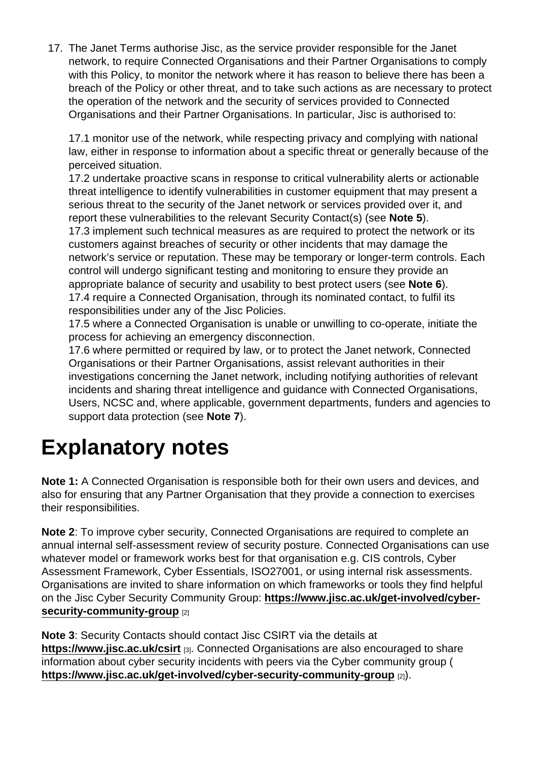17. The Janet Terms authorise Jisc, as the service provider responsible for the Janet network, to require Connected Organisations and their Partner Organisations to comply with this Policy, to monitor the network where it has reason to believe there has been a breach of the Policy or other threat, and to take such actions as are necessary to protect the operation of the network and the security of services provided to Connected Organisations and their Partner Organisations. In particular, Jisc is authorised to:

    17.1 monitor use of the network, while respecting privacy and complying with national law, either in response to information about a specific threat or generally because of the perceived situation.
    17.2 undertake proactive scans in response to critical vulnerability alerts or actionable threat intelligence to identify vulnerabilities in customer equipment that may present a serious threat to the security of the Janet network or services provided over it, and report these vulnerabilities to the relevant Security Contact(s) (see **Note 5**).
    17.3 implement such technical measures as are required to protect the network or its customers against breaches of security or other incidents that may damage the network's service or reputation. These may be temporary or longer-term controls. Each control will undergo significant testing and monitoring to ensure they provide an appropriate balance of security and usability to best protect users (see **Note 6**).
    17.4 require a Connected Organisation, through its nominated contact, to fulfil its responsibilities under any of the Jisc Policies.
    17.5 where a Connected Organisation is unable or unwilling to co-operate, initiate the process for achieving an emergency disconnection.
    17.6 where permitted or required by law, or to protect the Janet network, Connected Organisations or their Partner Organisations, assist relevant authorities in their investigations concerning the Janet network, including notifying authorities of relevant incidents and sharing threat intelligence and guidance with Connected Organisations, Users, NCSC and, where applicable, government departments, funders and agencies to support data protection (see **Note 7**).

# Explanatory notes

**Note 1:** A Connected Organisation is responsible both for their own users and devices, and also for ensuring that any Partner Organisation that they provide a connection to exercises their responsibilities.

**Note 2**: To improve cyber security, Connected Organisations are required to complete an annual internal self-assessment review of security posture. Connected Organisations can use whatever model or framework works best for that organisation e.g. CIS controls, Cyber Assessment Framework, Cyber Essentials, ISO27001, or using internal risk assessments. Organisations are invited to share information on which frameworks or tools they find helpful on the Jisc Cyber Security Community Group: **https://www.jisc.ac.uk/get-involved/cyber-security-community-group** [2]

**Note 3**: Security Contacts should contact Jisc CSIRT via the details at **https://www.jisc.ac.uk/csirt** [3]. Connected Organisations are also encouraged to share information about cyber security incidents with peers via the Cyber community group ( **https://www.jisc.ac.uk/get-involved/cyber-security-community-group** [2]).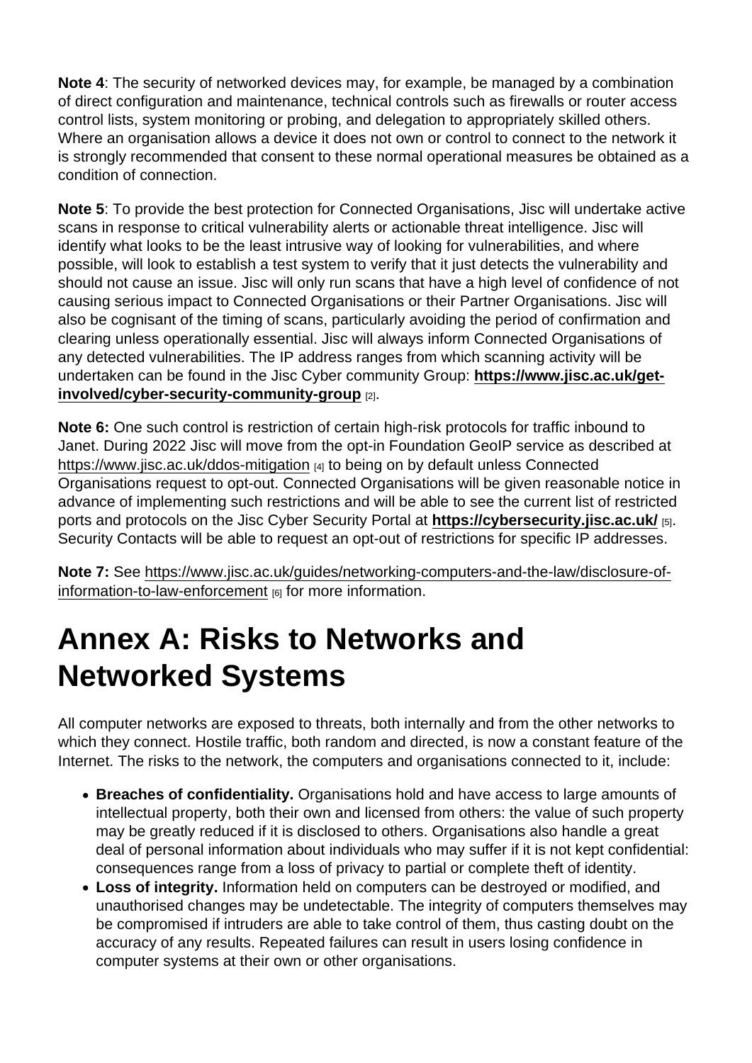**Note 4**: The security of networked devices may, for example, be managed by a combination of direct configuration and maintenance, technical controls such as firewalls or router access control lists, system monitoring or probing, and delegation to appropriately skilled others. Where an organisation allows a device it does not own or control to connect to the network it is strongly recommended that consent to these normal operational measures be obtained as a condition of connection.

**Note 5**: To provide the best protection for Connected Organisations, Jisc will undertake active scans in response to critical vulnerability alerts or actionable threat intelligence. Jisc will identify what looks to be the least intrusive way of looking for vulnerabilities, and where possible, will look to establish a test system to verify that it just detects the vulnerability and should not cause an issue. Jisc will only run scans that have a high level of confidence of not causing serious impact to Connected Organisations or their Partner Organisations. Jisc will also be cognisant of the timing of scans, particularly avoiding the period of confirmation and clearing unless operationally essential. Jisc will always inform Connected Organisations of any detected vulnerabilities. The IP address ranges from which scanning activity will be undertaken can be found in the Jisc Cyber community Group: **https://www.jisc.ac.uk/get-involved/cyber-security-community-group** [2].

**Note 6:** One such control is restriction of certain high-risk protocols for traffic inbound to Janet. During 2022 Jisc will move from the opt-in Foundation GeoIP service as described at https://www.jisc.ac.uk/ddos-mitigation [4] to being on by default unless Connected Organisations request to opt-out. Connected Organisations will be given reasonable notice in advance of implementing such restrictions and will be able to see the current list of restricted ports and protocols on the Jisc Cyber Security Portal at **https://cybersecurity.jisc.ac.uk/** [5]. Security Contacts will be able to request an opt-out of restrictions for specific IP addresses.

**Note 7:** See https://www.jisc.ac.uk/guides/networking-computers-and-the-law/disclosure-of-information-to-law-enforcement [6] for more information.

# Annex A: Risks to Networks and Networked Systems

All computer networks are exposed to threats, both internally and from the other networks to which they connect. Hostile traffic, both random and directed, is now a constant feature of the Internet. The risks to the network, the computers and organisations connected to it, include:

- **Breaches of confidentiality.** Organisations hold and have access to large amounts of intellectual property, both their own and licensed from others: the value of such property may be greatly reduced if it is disclosed to others. Organisations also handle a great deal of personal information about individuals who may suffer if it is not kept confidential: consequences range from a loss of privacy to partial or complete theft of identity.
- **Loss of integrity.** Information held on computers can be destroyed or modified, and unauthorised changes may be undetectable. The integrity of computers themselves may be compromised if intruders are able to take control of them, thus casting doubt on the accuracy of any results. Repeated failures can result in users losing confidence in computer systems at their own or other organisations.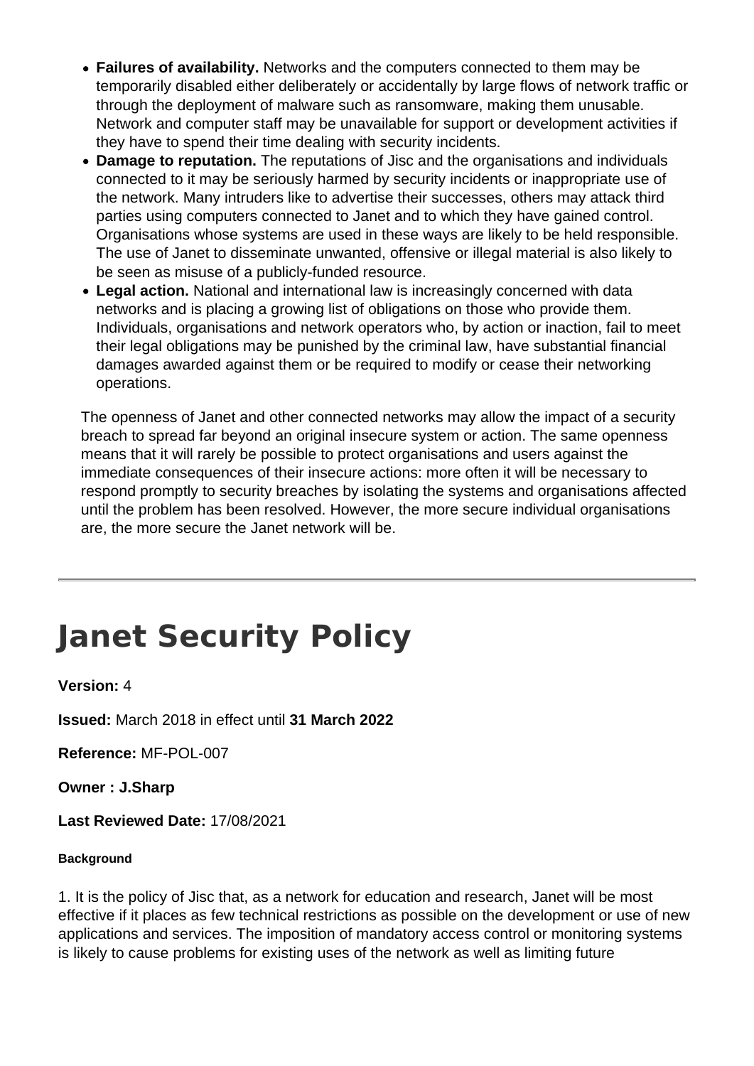- **Failures of availability.** Networks and the computers connected to them may be temporarily disabled either deliberately or accidentally by large flows of network traffic or through the deployment of malware such as ransomware, making them unusable. Network and computer staff may be unavailable for support or development activities if they have to spend their time dealing with security incidents.
- **Damage to reputation.** The reputations of Jisc and the organisations and individuals connected to it may be seriously harmed by security incidents or inappropriate use of the network. Many intruders like to advertise their successes, others may attack third parties using computers connected to Janet and to which they have gained control. Organisations whose systems are used in these ways are likely to be held responsible. The use of Janet to disseminate unwanted, offensive or illegal material is also likely to be seen as misuse of a publicly-funded resource.
- **Legal action.** National and international law is increasingly concerned with data networks and is placing a growing list of obligations on those who provide them. Individuals, organisations and network operators who, by action or inaction, fail to meet their legal obligations may be punished by the criminal law, have substantial financial damages awarded against them or be required to modify or cease their networking operations.

The openness of Janet and other connected networks may allow the impact of a security breach to spread far beyond an original insecure system or action. The same openness means that it will rarely be possible to protect organisations and users against the immediate consequences of their insecure actions: more often it will be necessary to respond promptly to security breaches by isolating the systems and organisations affected until the problem has been resolved. However, the more secure individual organisations are, the more secure the Janet network will be.

---

# Janet Security Policy

**Version:** 4

**Issued:** March 2018 in effect until **31 March 2022**

**Reference:** MF-POL-007

**Owner : J.Sharp**

**Last Reviewed Date:** 17/08/2021

##### Background

1. It is the policy of Jisc that, as a network for education and research, Janet will be most effective if it places as few technical restrictions as possible on the development or use of new applications and services. The imposition of mandatory access control or monitoring systems is likely to cause problems for existing uses of the network as well as limiting future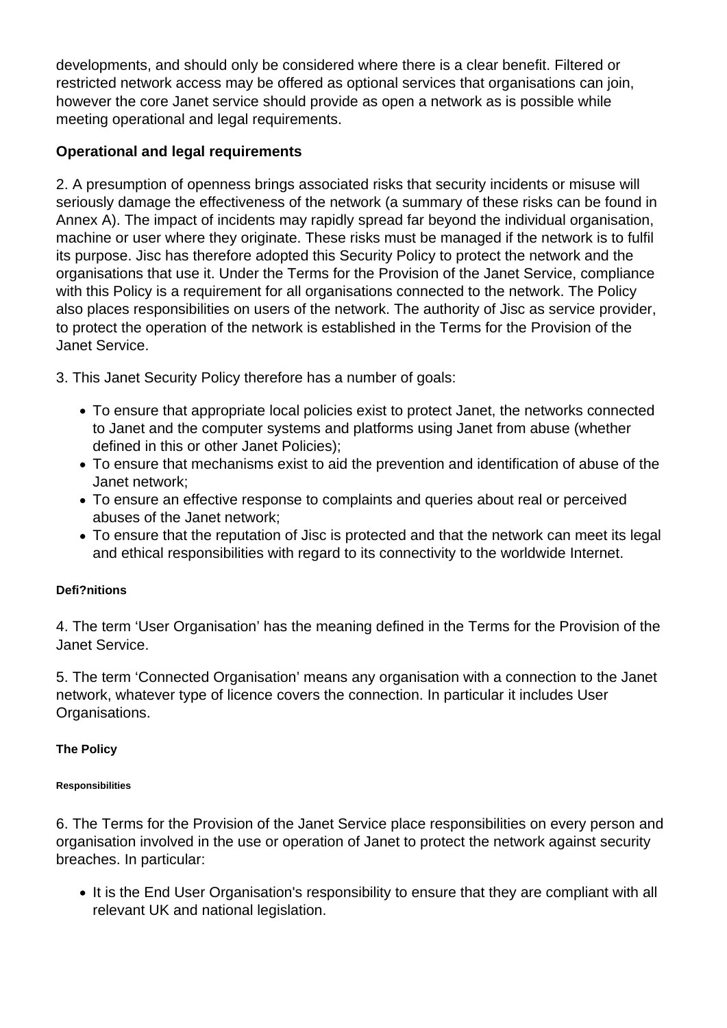developments, and should only be considered where there is a clear benefit. Filtered or restricted network access may be offered as optional services that organisations can join, however the core Janet service should provide as open a network as is possible while meeting operational and legal requirements.

**Operational and legal requirements**

2. A presumption of openness brings associated risks that security incidents or misuse will seriously damage the effectiveness of the network (a summary of these risks can be found in Annex A). The impact of incidents may rapidly spread far beyond the individual organisation, machine or user where they originate. These risks must be managed if the network is to fulfil its purpose. Jisc has therefore adopted this Security Policy to protect the network and the organisations that use it. Under the Terms for the Provision of the Janet Service, compliance with this Policy is a requirement for all organisations connected to the network. The Policy also places responsibilities on users of the network. The authority of Jisc as service provider, to protect the operation of the network is established in the Terms for the Provision of the Janet Service.

3. This Janet Security Policy therefore has a number of goals:

- To ensure that appropriate local policies exist to protect Janet, the networks connected to Janet and the computer systems and platforms using Janet from abuse (whether defined in this or other Janet Policies);
- To ensure that mechanisms exist to aid the prevention and identification of abuse of the Janet network;
- To ensure an effective response to complaints and queries about real or perceived abuses of the Janet network;
- To ensure that the reputation of Jisc is protected and that the network can meet its legal and ethical responsibilities with regard to its connectivity to the worldwide Internet.

#### Defi?nitions

4. The term ‘User Organisation’ has the meaning defined in the Terms for the Provision of the Janet Service.

5. The term ‘Connected Organisation’ means any organisation with a connection to the Janet network, whatever type of licence covers the connection. In particular it includes User Organisations.

#### The Policy

##### Responsibilities

6. The Terms for the Provision of the Janet Service place responsibilities on every person and organisation involved in the use or operation of Janet to protect the network against security breaches. In particular:

- It is the End User Organisation's responsibility to ensure that they are compliant with all relevant UK and national legislation.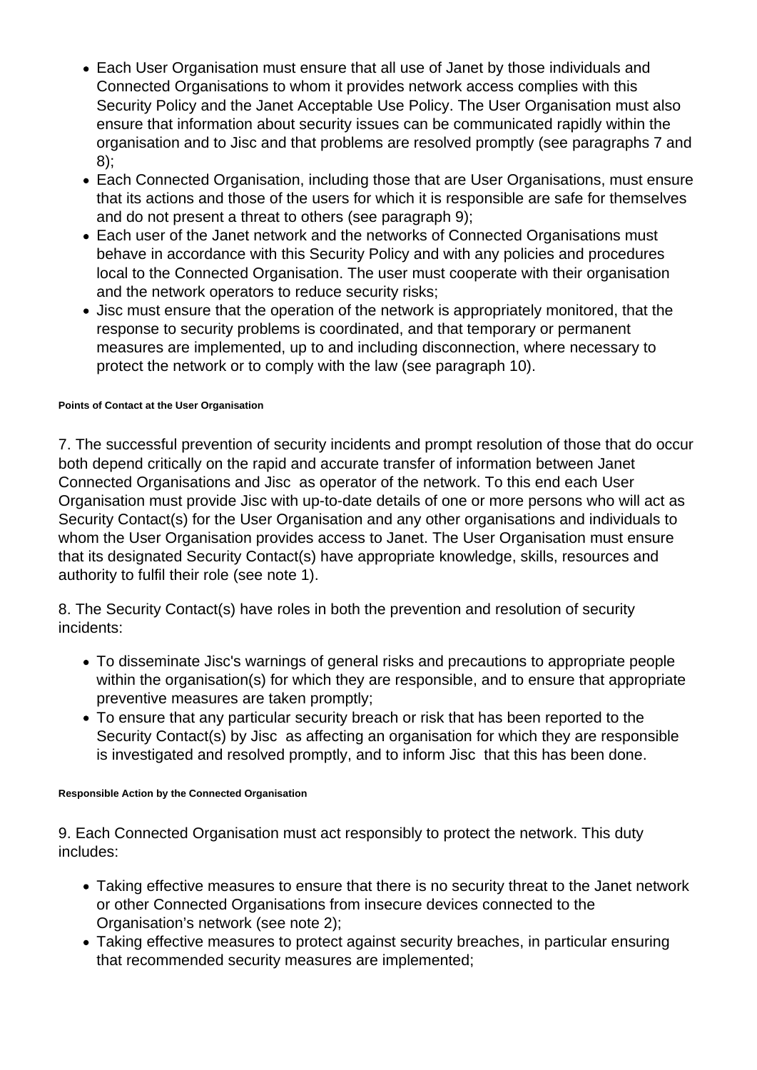- Each User Organisation must ensure that all use of Janet by those individuals and Connected Organisations to whom it provides network access complies with this Security Policy and the Janet Acceptable Use Policy. The User Organisation must also ensure that information about security issues can be communicated rapidly within the organisation and to Jisc and that problems are resolved promptly (see paragraphs 7 and 8);
- Each Connected Organisation, including those that are User Organisations, must ensure that its actions and those of the users for which it is responsible are safe for themselves and do not present a threat to others (see paragraph 9);
- Each user of the Janet network and the networks of Connected Organisations must behave in accordance with this Security Policy and with any policies and procedures local to the Connected Organisation. The user must cooperate with their organisation and the network operators to reduce security risks;
- Jisc must ensure that the operation of the network is appropriately monitored, that the response to security problems is coordinated, and that temporary or permanent measures are implemented, up to and including disconnection, where necessary to protect the network or to comply with the law (see paragraph 10).

##### Points of Contact at the User Organisation

7. The successful prevention of security incidents and prompt resolution of those that do occur both depend critically on the rapid and accurate transfer of information between Janet Connected Organisations and Jisc as operator of the network. To this end each User Organisation must provide Jisc with up-to-date details of one or more persons who will act as Security Contact(s) for the User Organisation and any other organisations and individuals to whom the User Organisation provides access to Janet. The User Organisation must ensure that its designated Security Contact(s) have appropriate knowledge, skills, resources and authority to fulfil their role (see note 1).

8. The Security Contact(s) have roles in both the prevention and resolution of security incidents:

- To disseminate Jisc's warnings of general risks and precautions to appropriate people within the organisation(s) for which they are responsible, and to ensure that appropriate preventive measures are taken promptly;
- To ensure that any particular security breach or risk that has been reported to the Security Contact(s) by Jisc as affecting an organisation for which they are responsible is investigated and resolved promptly, and to inform Jisc that this has been done.

##### Responsible Action by the Connected Organisation

9. Each Connected Organisation must act responsibly to protect the network. This duty includes:

- Taking effective measures to ensure that there is no security threat to the Janet network or other Connected Organisations from insecure devices connected to the Organisation's network (see note 2);
- Taking effective measures to protect against security breaches, in particular ensuring that recommended security measures are implemented;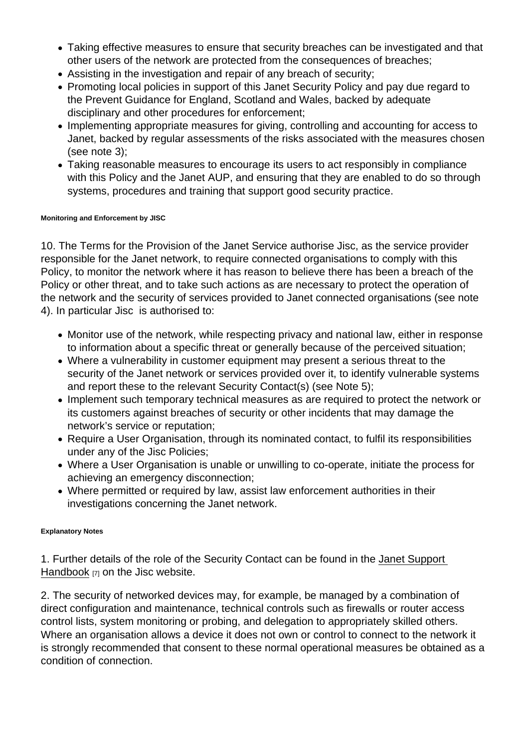- Taking effective measures to ensure that security breaches can be investigated and that other users of the network are protected from the consequences of breaches;
- Assisting in the investigation and repair of any breach of security;
- Promoting local policies in support of this Janet Security Policy and pay due regard to the Prevent Guidance for England, Scotland and Wales, backed by adequate disciplinary and other procedures for enforcement;
- Implementing appropriate measures for giving, controlling and accounting for access to Janet, backed by regular assessments of the risks associated with the measures chosen (see note 3);
- Taking reasonable measures to encourage its users to act responsibly in compliance with this Policy and the Janet AUP, and ensuring that they are enabled to do so through systems, procedures and training that support good security practice.

###### Monitoring and Enforcement by JISC

10. The Terms for the Provision of the Janet Service authorise Jisc, as the service provider responsible for the Janet network, to require connected organisations to comply with this Policy, to monitor the network where it has reason to believe there has been a breach of the Policy or other threat, and to take such actions as are necessary to protect the operation of the network and the security of services provided to Janet connected organisations (see note 4). In particular Jisc is authorised to:

- Monitor use of the network, while respecting privacy and national law, either in response to information about a specific threat or generally because of the perceived situation;
- Where a vulnerability in customer equipment may present a serious threat to the security of the Janet network or services provided over it, to identify vulnerable systems and report these to the relevant Security Contact(s) (see Note 5);
- Implement such temporary technical measures as are required to protect the network or its customers against breaches of security or other incidents that may damage the network's service or reputation;
- Require a User Organisation, through its nominated contact, to fulfil its responsibilities under any of the Jisc Policies;
- Where a User Organisation is unable or unwilling to co-operate, initiate the process for achieving an emergency disconnection;
- Where permitted or required by law, assist law enforcement authorities in their investigations concerning the Janet network.

###### Explanatory Notes

1. Further details of the role of the Security Contact can be found in the Janet Support Handbook [7] on the Jisc website.

2. The security of networked devices may, for example, be managed by a combination of direct configuration and maintenance, technical controls such as firewalls or router access control lists, system monitoring or probing, and delegation to appropriately skilled others. Where an organisation allows a device it does not own or control to connect to the network it is strongly recommended that consent to these normal operational measures be obtained as a condition of connection.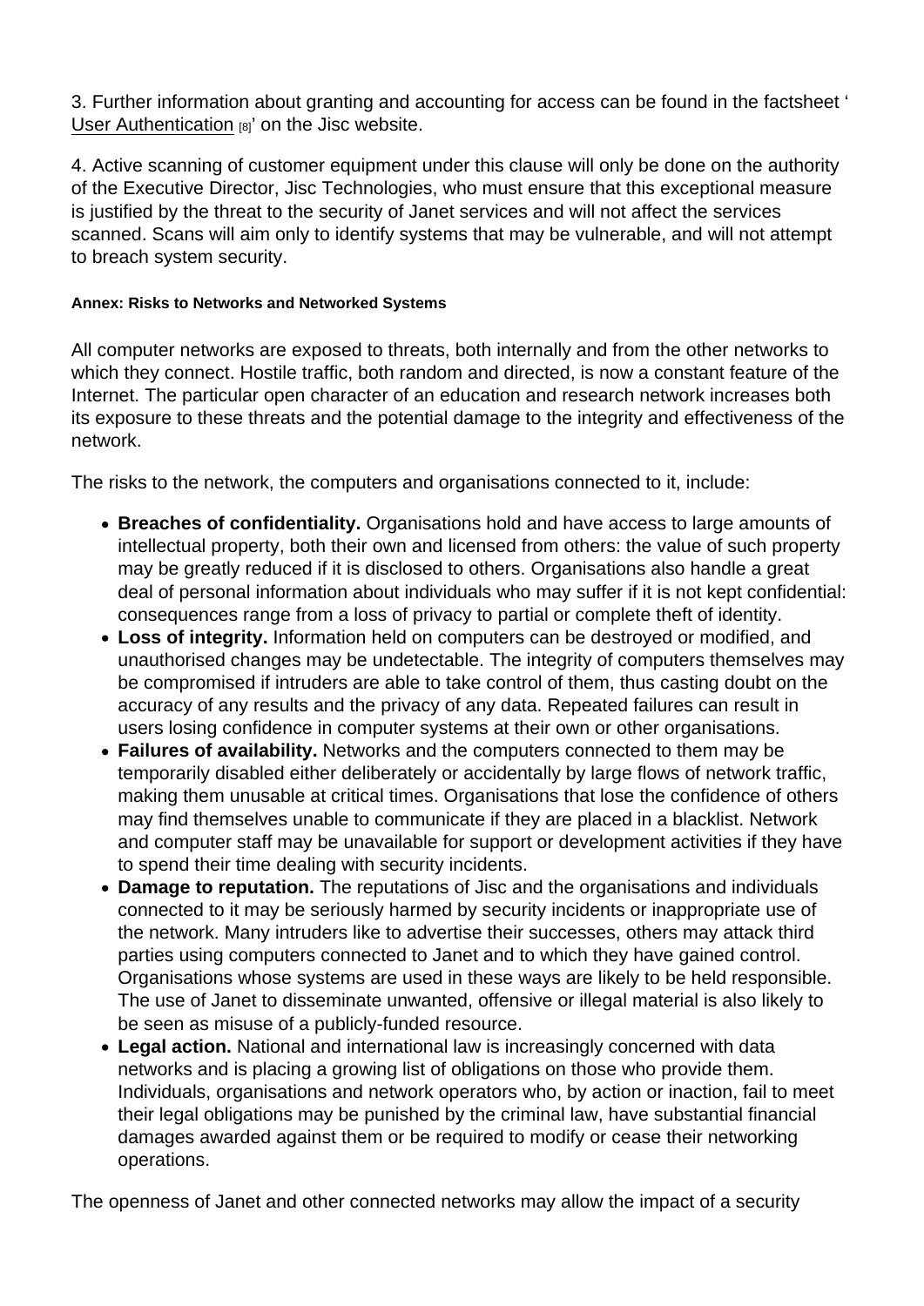3. Further information about granting and accounting for access can be found in the factsheet ' User Authentication [8]' on the Jisc website.

4. Active scanning of customer equipment under this clause will only be done on the authority of the Executive Director, Jisc Technologies, who must ensure that this exceptional measure is justified by the threat to the security of Janet services and will not affect the services scanned. Scans will aim only to identify systems that may be vulnerable, and will not attempt to breach system security.

#### Annex: Risks to Networks and Networked Systems

All computer networks are exposed to threats, both internally and from the other networks to which they connect. Hostile traffic, both random and directed, is now a constant feature of the Internet. The particular open character of an education and research network increases both its exposure to these threats and the potential damage to the integrity and effectiveness of the network.

The risks to the network, the computers and organisations connected to it, include:

- **Breaches of confidentiality.** Organisations hold and have access to large amounts of intellectual property, both their own and licensed from others: the value of such property may be greatly reduced if it is disclosed to others. Organisations also handle a great deal of personal information about individuals who may suffer if it is not kept confidential: consequences range from a loss of privacy to partial or complete theft of identity.
- **Loss of integrity.** Information held on computers can be destroyed or modified, and unauthorised changes may be undetectable. The integrity of computers themselves may be compromised if intruders are able to take control of them, thus casting doubt on the accuracy of any results and the privacy of any data. Repeated failures can result in users losing confidence in computer systems at their own or other organisations.
- **Failures of availability.** Networks and the computers connected to them may be temporarily disabled either deliberately or accidentally by large flows of network traffic, making them unusable at critical times. Organisations that lose the confidence of others may find themselves unable to communicate if they are placed in a blacklist. Network and computer staff may be unavailable for support or development activities if they have to spend their time dealing with security incidents.
- **Damage to reputation.** The reputations of Jisc and the organisations and individuals connected to it may be seriously harmed by security incidents or inappropriate use of the network. Many intruders like to advertise their successes, others may attack third parties using computers connected to Janet and to which they have gained control. Organisations whose systems are used in these ways are likely to be held responsible. The use of Janet to disseminate unwanted, offensive or illegal material is also likely to be seen as misuse of a publicly-funded resource.
- **Legal action.** National and international law is increasingly concerned with data networks and is placing a growing list of obligations on those who provide them. Individuals, organisations and network operators who, by action or inaction, fail to meet their legal obligations may be punished by the criminal law, have substantial financial damages awarded against them or be required to modify or cease their networking operations.

The openness of Janet and other connected networks may allow the impact of a security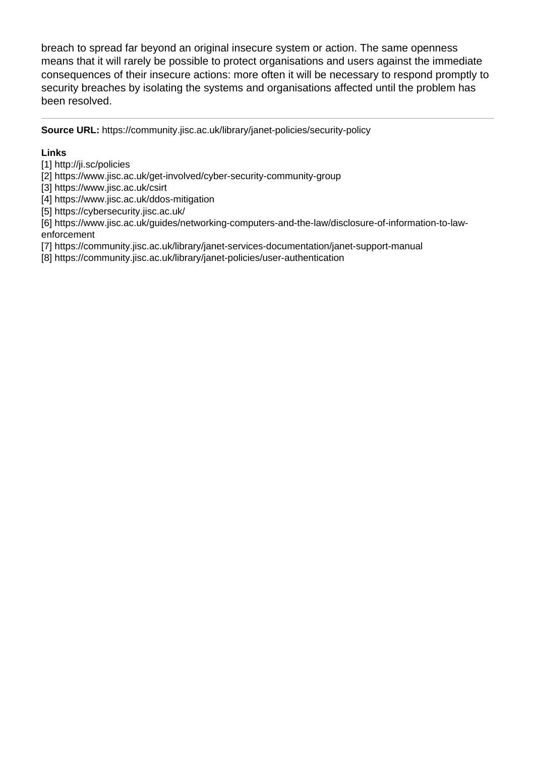breach to spread far beyond an original insecure system or action. The same openness means that it will rarely be possible to protect organisations and users against the immediate consequences of their insecure actions: more often it will be necessary to respond promptly to security breaches by isolating the systems and organisations affected until the problem has been resolved.

---

**Source URL:** https://community.jisc.ac.uk/library/janet-policies/security-policy

**Links**

[1] http://ji.sc/policies
[2] https://www.jisc.ac.uk/get-involved/cyber-security-community-group
[3] https://www.jisc.ac.uk/csirt
[4] https://www.jisc.ac.uk/ddos-mitigation
[5] https://cybersecurity.jisc.ac.uk/
[6] https://www.jisc.ac.uk/guides/networking-computers-and-the-law/disclosure-of-information-to-law-enforcement
[7] https://community.jisc.ac.uk/library/janet-services-documentation/janet-support-manual
[8] https://community.jisc.ac.uk/library/janet-policies/user-authentication